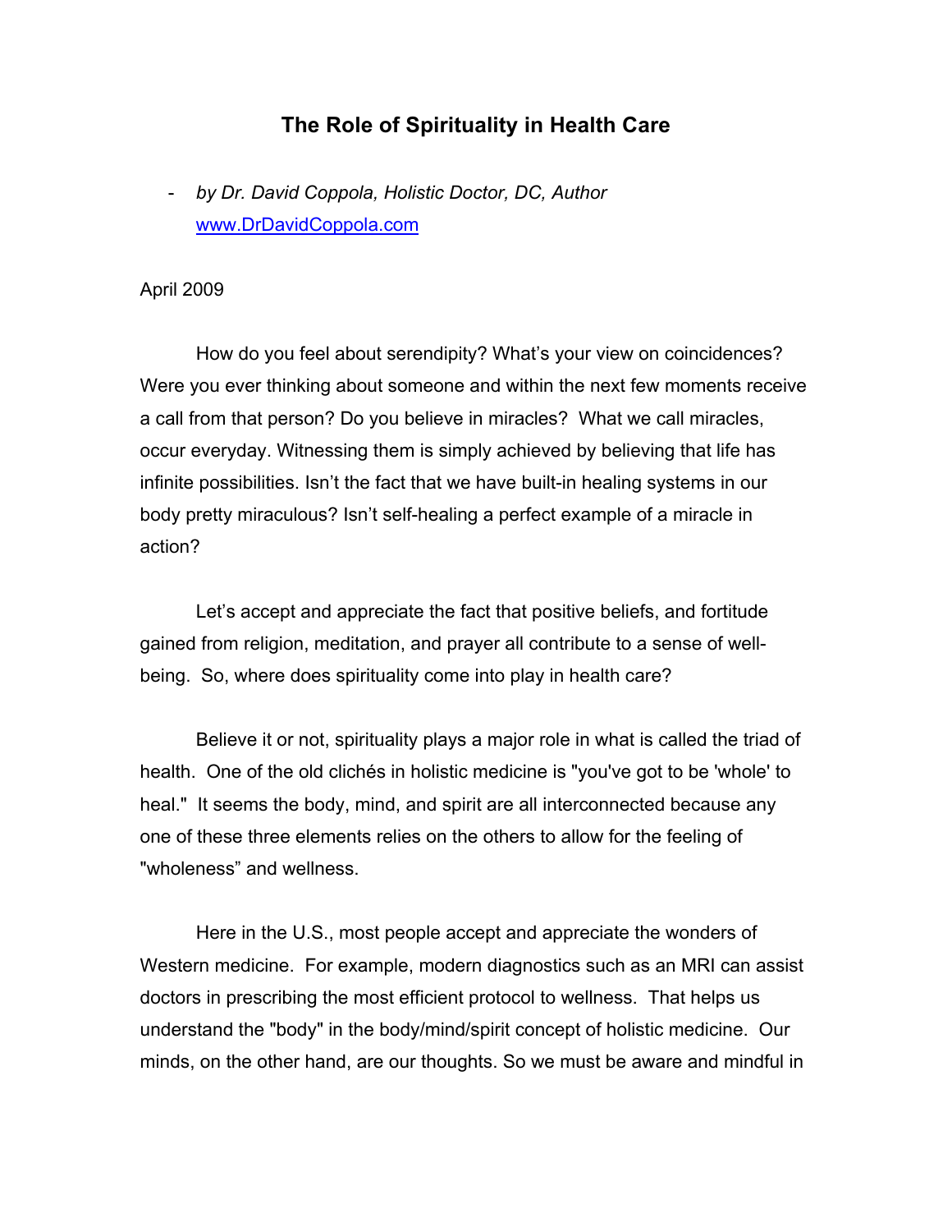# The Role of Spirituality in Health Care

- *by Dr. David Coppola, Holistic Doctor, DC, Author*
  [www.DrDavidCoppola.com](http://www.DrDavidCoppola.com)

April 2009

How do you feel about serendipity? What's your view on coincidences? Were you ever thinking about someone and within the next few moments receive a call from that person? Do you believe in miracles? What we call miracles, occur everyday. Witnessing them is simply achieved by believing that life has infinite possibilities. Isn't the fact that we have built-in healing systems in our body pretty miraculous? Isn't self-healing a perfect example of a miracle in action?

Let's accept and appreciate the fact that positive beliefs, and fortitude gained from religion, meditation, and prayer all contribute to a sense of well-being. So, where does spirituality come into play in health care?

Believe it or not, spirituality plays a major role in what is called the triad of health. One of the old clichés in holistic medicine is "you've got to be 'whole' to heal." It seems the body, mind, and spirit are all interconnected because any one of these three elements relies on the others to allow for the feeling of "wholeness" and wellness.

Here in the U.S., most people accept and appreciate the wonders of Western medicine. For example, modern diagnostics such as an MRI can assist doctors in prescribing the most efficient protocol to wellness. That helps us understand the "body" in the body/mind/spirit concept of holistic medicine. Our minds, on the other hand, are our thoughts. So we must be aware and mindful in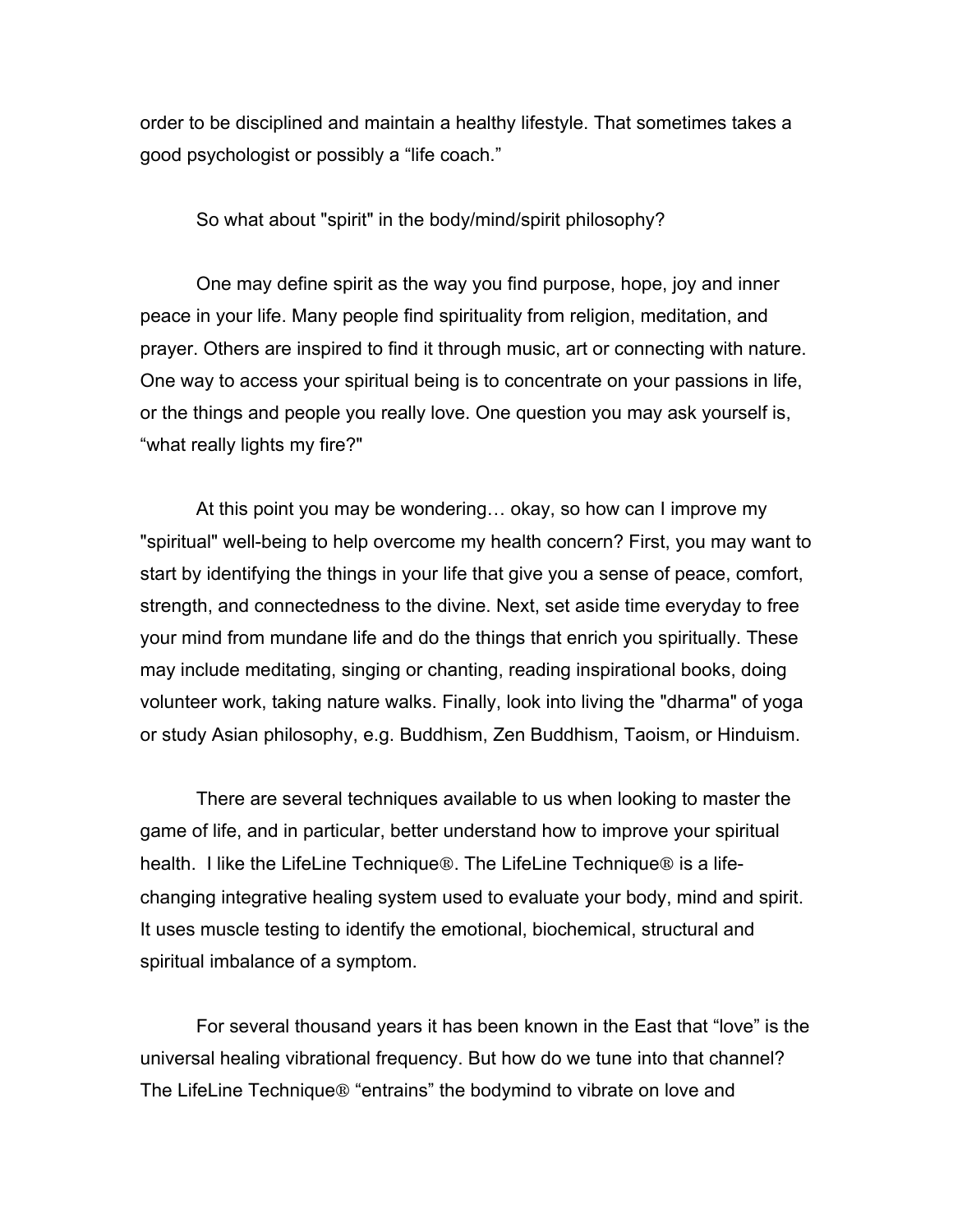order to be disciplined and maintain a healthy lifestyle. That sometimes takes a good psychologist or possibly a “life coach.”

So what about "spirit" in the body/mind/spirit philosophy?

One may define spirit as the way you find purpose, hope, joy and inner peace in your life. Many people find spirituality from religion, meditation, and prayer. Others are inspired to find it through music, art or connecting with nature. One way to access your spiritual being is to concentrate on your passions in life, or the things and people you really love. One question you may ask yourself is, “what really lights my fire?"

At this point you may be wondering… okay, so how can I improve my "spiritual" well-being to help overcome my health concern? First, you may want to start by identifying the things in your life that give you a sense of peace, comfort, strength, and connectedness to the divine. Next, set aside time everyday to free your mind from mundane life and do the things that enrich you spiritually. These may include meditating, singing or chanting, reading inspirational books, doing volunteer work, taking nature walks. Finally, look into living the "dharma" of yoga or study Asian philosophy, e.g. Buddhism, Zen Buddhism, Taoism, or Hinduism.

There are several techniques available to us when looking to master the game of life, and in particular, better understand how to improve your spiritual health. I like the LifeLine Technique®. The LifeLine Technique® is a life-changing integrative healing system used to evaluate your body, mind and spirit. It uses muscle testing to identify the emotional, biochemical, structural and spiritual imbalance of a symptom.

For several thousand years it has been known in the East that “love” is the universal healing vibrational frequency. But how do we tune into that channel? The LifeLine Technique® “entrains” the bodymind to vibrate on love and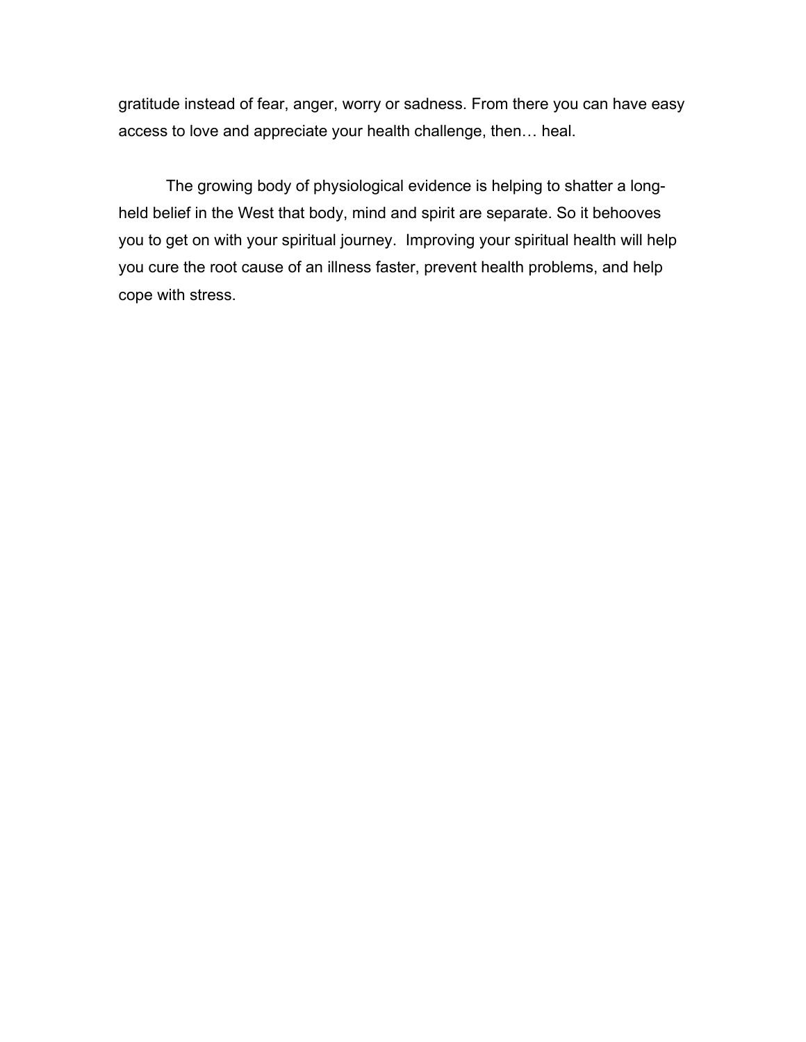gratitude instead of fear, anger, worry or sadness. From there you can have easy access to love and appreciate your health challenge, then… heal.

The growing body of physiological evidence is helping to shatter a long-held belief in the West that body, mind and spirit are separate. So it behooves you to get on with your spiritual journey. Improving your spiritual health will help you cure the root cause of an illness faster, prevent health problems, and help cope with stress.